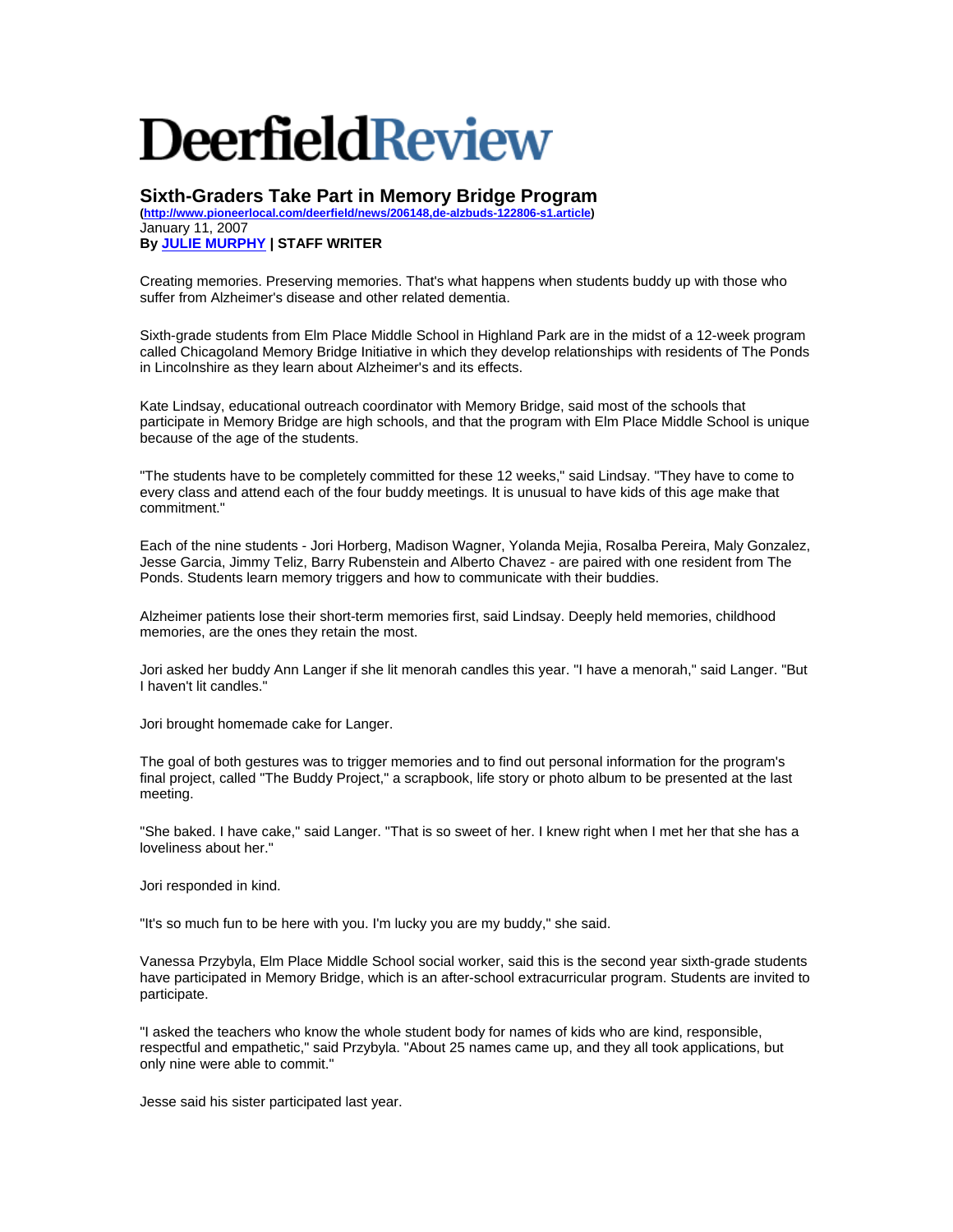# DeerfieldReview

## Sixth-Graders Take Part in Memory Bridge Program

(http://www.pioneerlocal.com/deerfield/news/206148,de-alzbuds-122806-s1.article)
January 11, 2007
**By JULIE MURPHY | STAFF WRITER**

Creating memories. Preserving memories. That's what happens when students buddy up with those who suffer from Alzheimer's disease and other related dementia.

Sixth-grade students from Elm Place Middle School in Highland Park are in the midst of a 12-week program called Chicagoland Memory Bridge Initiative in which they develop relationships with residents of The Ponds in Lincolnshire as they learn about Alzheimer's and its effects.

Kate Lindsay, educational outreach coordinator with Memory Bridge, said most of the schools that participate in Memory Bridge are high schools, and that the program with Elm Place Middle School is unique because of the age of the students.

"The students have to be completely committed for these 12 weeks," said Lindsay. "They have to come to every class and attend each of the four buddy meetings. It is unusual to have kids of this age make that commitment."

Each of the nine students - Jori Horberg, Madison Wagner, Yolanda Mejia, Rosalba Pereira, Maly Gonzalez, Jesse Garcia, Jimmy Teliz, Barry Rubenstein and Alberto Chavez - are paired with one resident from The Ponds. Students learn memory triggers and how to communicate with their buddies.

Alzheimer patients lose their short-term memories first, said Lindsay. Deeply held memories, childhood memories, are the ones they retain the most.

Jori asked her buddy Ann Langer if she lit menorah candles this year. "I have a menorah," said Langer. "But I haven't lit candles."

Jori brought homemade cake for Langer.

The goal of both gestures was to trigger memories and to find out personal information for the program's final project, called "The Buddy Project," a scrapbook, life story or photo album to be presented at the last meeting.

"She baked. I have cake," said Langer. "That is so sweet of her. I knew right when I met her that she has a loveliness about her."

Jori responded in kind.

"It's so much fun to be here with you. I'm lucky you are my buddy," she said.

Vanessa Przybyla, Elm Place Middle School social worker, said this is the second year sixth-grade students have participated in Memory Bridge, which is an after-school extracurricular program. Students are invited to participate.

"I asked the teachers who know the whole student body for names of kids who are kind, responsible, respectful and empathetic," said Przybyla. "About 25 names came up, and they all took applications, but only nine were able to commit."

Jesse said his sister participated last year.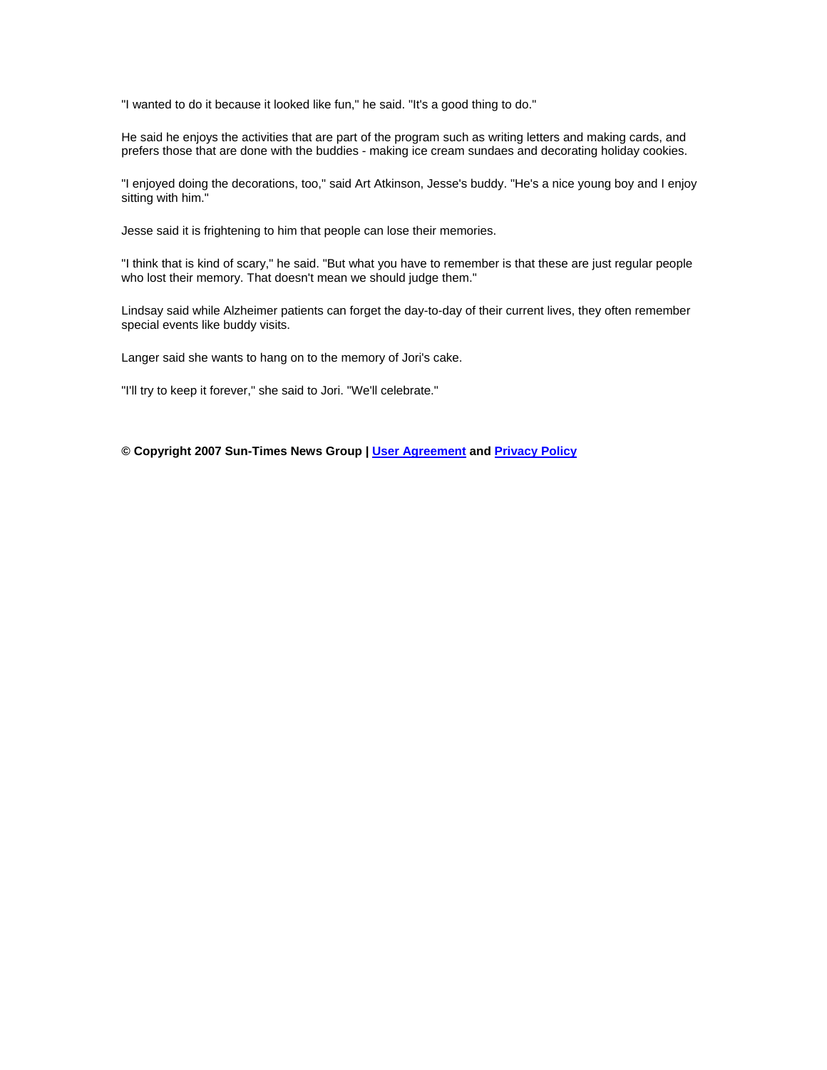"I wanted to do it because it looked like fun," he said. "It's a good thing to do."

He said he enjoys the activities that are part of the program such as writing letters and making cards, and prefers those that are done with the buddies - making ice cream sundaes and decorating holiday cookies.

"I enjoyed doing the decorations, too," said Art Atkinson, Jesse's buddy. "He's a nice young boy and I enjoy sitting with him."

Jesse said it is frightening to him that people can lose their memories.

"I think that is kind of scary," he said. "But what you have to remember is that these are just regular people who lost their memory. That doesn't mean we should judge them."

Lindsay said while Alzheimer patients can forget the day-to-day of their current lives, they often remember special events like buddy visits.

Langer said she wants to hang on to the memory of Jori's cake.

"I'll try to keep it forever," she said to Jori. "We'll celebrate."

**© Copyright 2007 Sun-Times News Group | User Agreement and Privacy Policy**